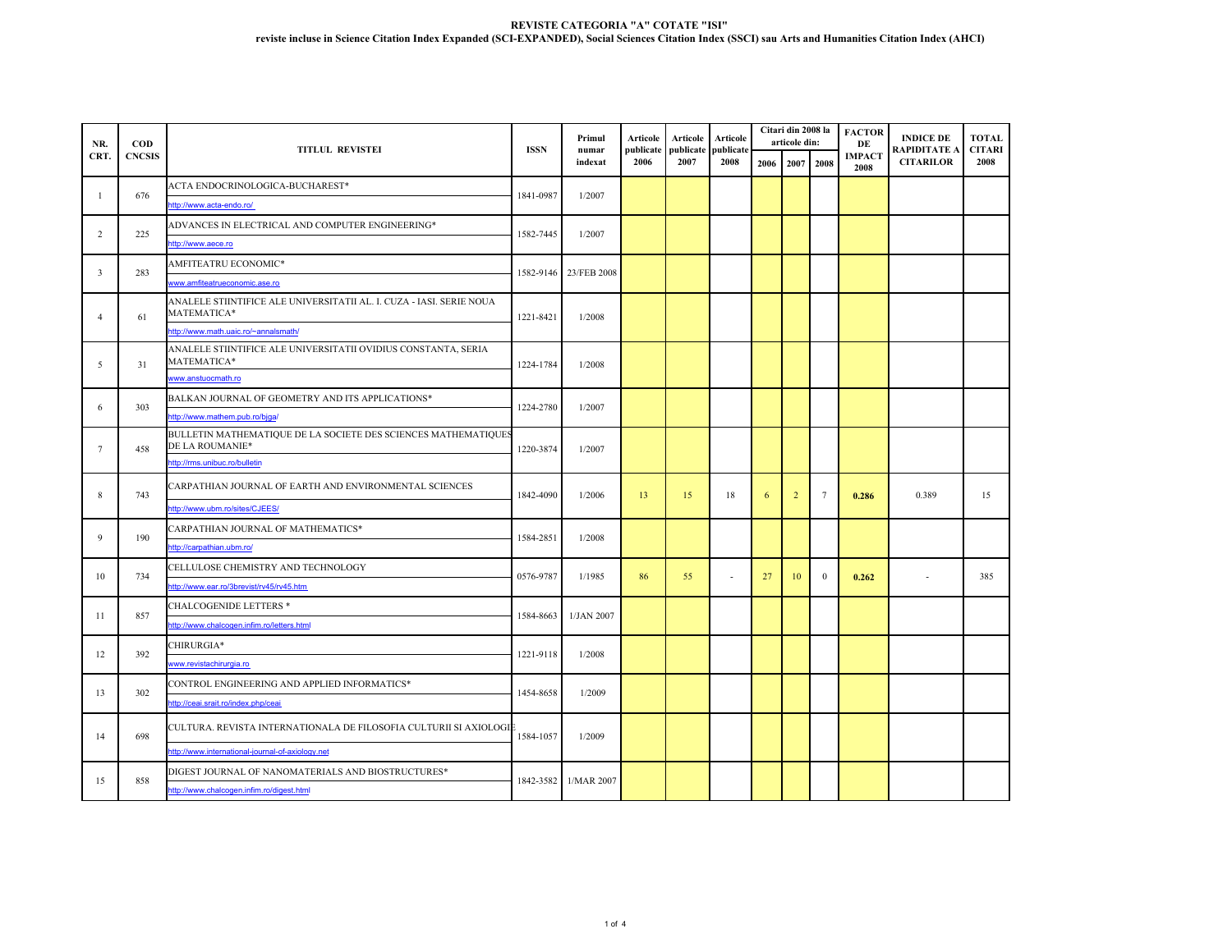**REVISTE CATEGORIA "A" COTATE "ISI"**

**reviste incluse in Science Citation Index Expanded (SCI-EXPANDED), Social Sciences Citation Index (SSCI) sau Arts and Humanities Citation Index (AHCI)**

| NR. CRT. | COD CNCSIS | TITLUL REVISTEI | ISSN | Primul numar indexat | Articole publicate 2006 | Articole publicate 2007 | Articole publicate 2008 | Citari din 2008 la articole din: | | | FACTOR DE IMPACT 2008 | INDICE DE RAPIDITATE A CITARILOR | TOTAL CITARI 2008 |
|---|---|---|---|---|---|---|---|---|---|---|---|---|---|
| | | | | | | | | 2006 | 2007 | 2008 | | | |
| 1 | 676 | ACTA ENDOCRINOLOGICA-BUCHAREST* http://www.acta-endo.ro/ | 1841-0987 | 1/2007 | | | | | | | | | |
| 2 | 225 | ADVANCES IN ELECTRICAL AND COMPUTER ENGINEERING* http://www.aece.ro | 1582-7445 | 1/2007 | | | | | | | | | |
| 3 | 283 | AMFITEATRU ECONOMIC* www.amfiteatrueconomic.ase.ro | 1582-9146 | 23/FEB 2008 | | | | | | | | | |
| 4 | 61 | ANALELE STIINTIFICE ALE UNIVERSITATII AL. I. CUZA - IASI. SERIE NOUA MATEMATICA* http://www.math.uaic.ro/~annalsmath/ | 1221-8421 | 1/2008 | | | | | | | | | |
| 5 | 31 | ANALELE STIINTIFICE ALE UNIVERSITATII OVIDIUS CONSTANTA, SERIA MATEMATICA* www.anstuocmath.ro | 1224-1784 | 1/2008 | | | | | | | | | |
| 6 | 303 | BALKAN JOURNAL OF GEOMETRY AND ITS APPLICATIONS* http://www.mathem.pub.ro/bjga/ | 1224-2780 | 1/2007 | | | | | | | | | |
| 7 | 458 | BULLETIN MATHEMATIQUE DE LA SOCIETE DES SCIENCES MATHEMATIQUES DE LA ROUMANIE* http://rms.unibuc.ro/bulletin | 1220-3874 | 1/2007 | | | | | | | | | |
| 8 | 743 | CARPATHIAN JOURNAL OF EARTH AND ENVIRONMENTAL SCIENCES http://www.ubm.ro/sites/CJEES/ | 1842-4090 | 1/2006 | 13 | 15 | 18 | 6 | 2 | 7 | **0.286** | 0.389 | 15 |
| 9 | 190 | CARPATHIAN JOURNAL OF MATHEMATICS* http://carpathian.ubm.ro/ | 1584-2851 | 1/2008 | | | | | | | | | |
| 10 | 734 | CELLULOSE CHEMISTRY AND TECHNOLOGY http://www.ear.ro/3brevist/rv45/rv45.htm | 0576-9787 | 1/1985 | 86 | 55 | - | 27 | 10 | 0 | **0.262** | - | 385 |
| 11 | 857 | CHALCOGENIDE LETTERS * http://www.chalcogen.infim.ro/letters.html | 1584-8663 | 1/JAN 2007 | | | | | | | | | |
| 12 | 392 | CHIRURGIA* www.revistachirurgia.ro | 1221-9118 | 1/2008 | | | | | | | | | |
| 13 | 302 | CONTROL ENGINEERING AND APPLIED INFORMATICS* http://ceai.srait.ro/index.php/ceai | 1454-8658 | 1/2009 | | | | | | | | | |
| 14 | 698 | CULTURA. REVISTA INTERNATIONALA DE FILOSOFIA CULTURII SI AXIOLOGIE http://www.international-journal-of-axiology.net | 1584-1057 | 1/2009 | | | | | | | | | |
| 15 | 858 | DIGEST JOURNAL OF NANOMATERIALS AND BIOSTRUCTURES* http://www.chalcogen.infim.ro/digest.html | 1842-3582 | 1/MAR 2007 | | | | | | | | | |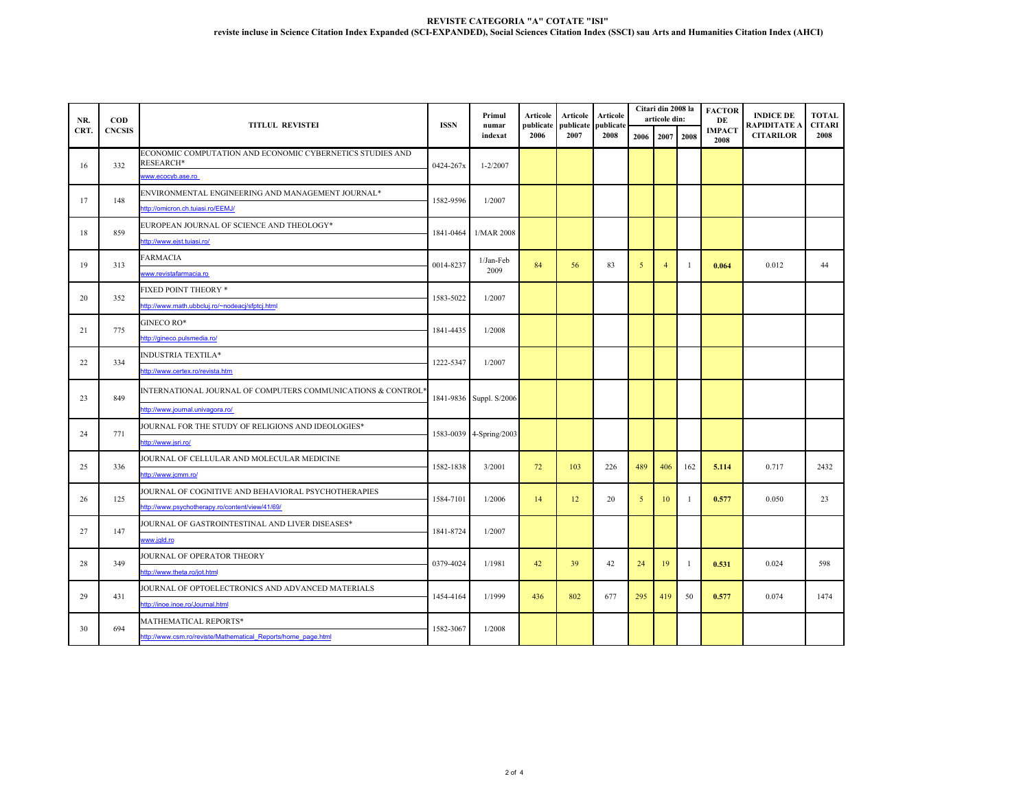# REVISTE CATEGORIA "A" COTATE "ISI"

**reviste incluse in Science Citation Index Expanded (SCI-EXPANDED), Social Sciences Citation Index (SSCI) sau Arts and Humanities Citation Index (AHCI)**

| NR. CRT. | COD CNCSIS | TITLUL REVISTEI | ISSN | Primul numar indexat | Articole publicate 2006 | Articole publicate 2007 | Articole publicate 2008 | Citari din 2008 la articole din: 2006 | 2007 | 2008 | FACTOR DE IMPACT 2008 | INDICE DE RAPIDITATE A CITARILOR | TOTAL CITARI 2008 |
|---|---|---|---|---|---|---|---|---|---|---|---|---|---|
| 16 | 332 | ECONOMIC COMPUTATION AND ECONOMIC CYBERNETICS STUDIES AND RESEARCH* www.ecocyb.ase.ro | 0424-267x | 1-2/2007 | | | | | | | | | |
| 17 | 148 | ENVIRONMENTAL ENGINEERING AND MANAGEMENT JOURNAL* http://omicron.ch.tuiasi.ro/EEMJ/ | 1582-9596 | 1/2007 | | | | | | | | | |
| 18 | 859 | EUROPEAN JOURNAL OF SCIENCE AND THEOLOGY* http://www.ejst.tuiasi.ro/ | 1841-0464 | 1/MAR 2008 | | | | | | | | | |
| 19 | 313 | FARMACIA www.revistafarmacia.ro | 0014-8237 | 1/Jan-Feb 2009 | 84 | 56 | 83 | 5 | 4 | 1 | **0.064** | 0.012 | 44 |
| 20 | 352 | FIXED POINT THEORY * http://www.math.ubbcluj.ro/~nodeacj/sfptcj.html | 1583-5022 | 1/2007 | | | | | | | | | |
| 21 | 775 | GINECO RO* http://gineco.pulsmedia.ro/ | 1841-4435 | 1/2008 | | | | | | | | | |
| 22 | 334 | INDUSTRIA TEXTILA* http://www.certex.ro/revista.htm | 1222-5347 | 1/2007 | | | | | | | | | |
| 23 | 849 | INTERNATIONAL JOURNAL OF COMPUTERS COMMUNICATIONS & CONTROL* http://www.journal.univagora.ro/ | 1841-9836 | Suppl. S/2006 | | | | | | | | | |
| 24 | 771 | JOURNAL FOR THE STUDY OF RELIGIONS AND IDEOLOGIES* http://www.jsri.ro/ | 1583-0039 | 4-Spring/2003 | | | | | | | | | |
| 25 | 336 | JOURNAL OF CELLULAR AND MOLECULAR MEDICINE http://www.jcmm.ro/ | 1582-1838 | 3/2001 | 72 | 103 | 226 | 489 | 406 | 162 | **5.114** | 0.717 | 2432 |
| 26 | 125 | JOURNAL OF COGNITIVE AND BEHAVIORAL PSYCHOTHERAPIES http://www.psychotherapy.ro/content/view/41/69/ | 1584-7101 | 1/2006 | 14 | 12 | 20 | 5 | 10 | 1 | **0.577** | 0.050 | 23 |
| 27 | 147 | JOURNAL OF GASTROINTESTINAL AND LIVER DISEASES* www.jgld.ro | 1841-8724 | 1/2007 | | | | | | | | | |
| 28 | 349 | JOURNAL OF OPERATOR THEORY http://www.theta.ro/jot.html | 0379-4024 | 1/1981 | 42 | 39 | 42 | 24 | 19 | 1 | **0.531** | 0.024 | 598 |
| 29 | 431 | JOURNAL OF OPTOELECTRONICS AND ADVANCED MATERIALS http://inoe.inoe.ro/Journal.html | 1454-4164 | 1/1999 | 436 | 802 | 677 | 295 | 419 | 50 | **0.577** | 0.074 | 1474 |
| 30 | 694 | MATHEMATICAL REPORTS* http://www.csm.ro/reviste/Mathematical_Reports/home_page.html | 1582-3067 | 1/2008 | | | | | | | | | |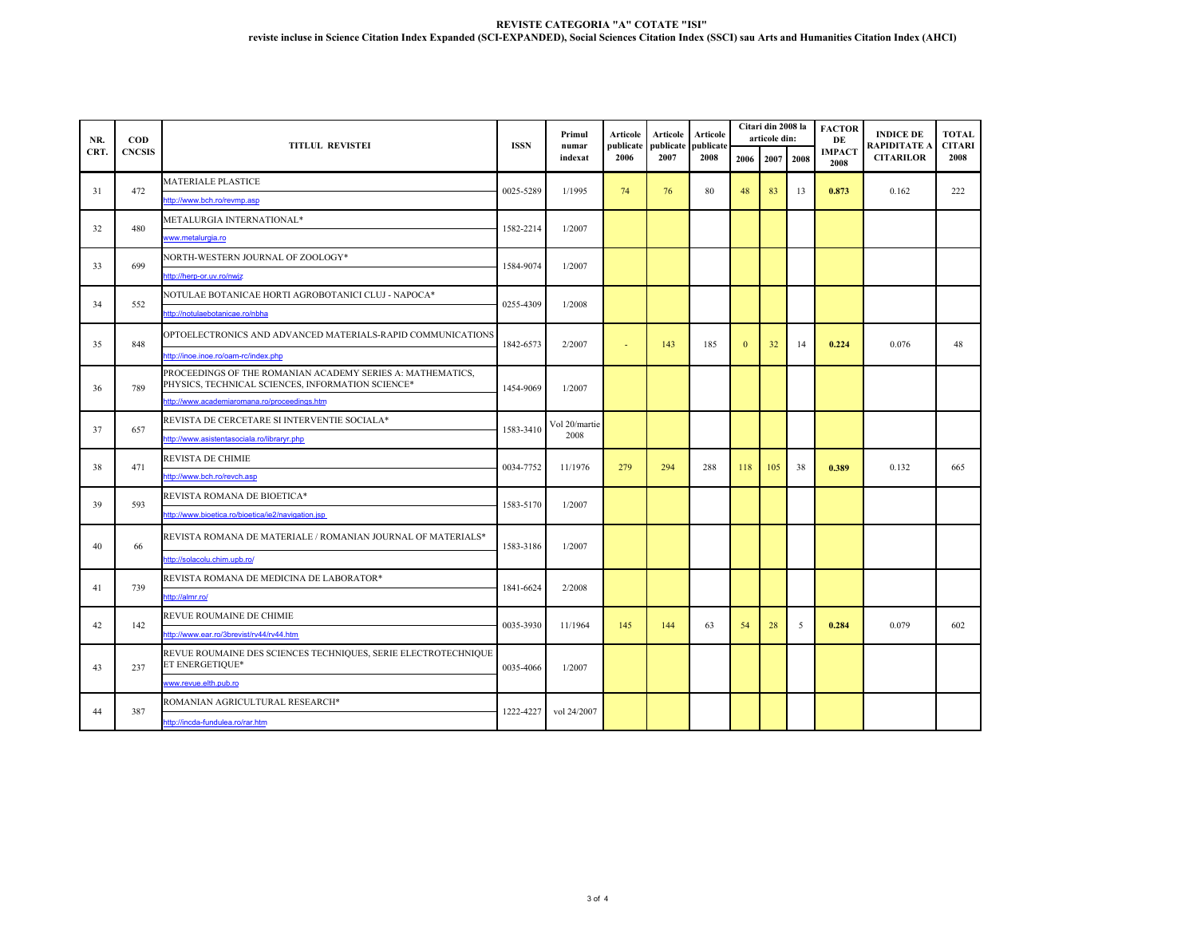# REVISTE CATEGORIA "A" COTATE "ISI"

**reviste incluse in Science Citation Index Expanded (SCI-EXPANDED), Social Sciences Citation Index (SSCI) sau Arts and Humanities Citation Index (AHCI)**

| NR. CRT. | COD CNCSIS | TITLUL REVISTEI | ISSN | Primul numar indexat | Articole publicate 2006 | Articole publicate 2007 | Articole publicate 2008 | Citari din 2008 la articole din: | | | FACTOR DE IMPACT 2008 | INDICE DE RAPIDITATE A CITARILOR | TOTAL CITARI 2008 |
|---|---|---|---|---|---|---|---|---|---|---|---|---|---|
| | | | | | | | | 2006 | 2007 | 2008 | | | |
| 31 | 472 | MATERIALE PLASTICE<br>http://www.bch.ro/revmp.asp | 0025-5289 | 1/1995 | 74 | 76 | 80 | 48 | 83 | 13 | **0.873** | 0.162 | 222 |
| 32 | 480 | METALURGIA INTERNATIONAL*<br>www.metalurgia.ro | 1582-2214 | 1/2007 | | | | | | | | | |
| 33 | 699 | NORTH-WESTERN JOURNAL OF ZOOLOGY*<br>http://herp-or.uv.ro/nwjz | 1584-9074 | 1/2007 | | | | | | | | | |
| 34 | 552 | NOTULAE BOTANICAE HORTI AGROBOTANICI CLUJ - NAPOCA*<br>http://notulaebotanicae.ro/nbha | 0255-4309 | 1/2008 | | | | | | | | | |
| 35 | 848 | OPTOELECTRONICS AND ADVANCED MATERIALS-RAPID COMMUNICATIONS<br>http://inoe.inoe.ro/oam-rc/index.php | 1842-6573 | 2/2007 | - | 143 | 185 | 0 | 32 | 14 | **0.224** | 0.076 | 48 |
| 36 | 789 | PROCEEDINGS OF THE ROMANIAN ACADEMY SERIES A: MATHEMATICS, PHYSICS, TECHNICAL SCIENCES, INFORMATION SCIENCE*<br>http://www.academiaromana.ro/proceedings.htm | 1454-9069 | 1/2007 | | | | | | | | | |
| 37 | 657 | REVISTA DE CERCETARE SI INTERVENTIE SOCIALA*<br>http://www.asistentasociala.ro/libraryr.php | 1583-3410 | Vol 20/martie 2008 | | | | | | | | | |
| 38 | 471 | REVISTA DE CHIMIE<br>http://www.bch.ro/revch.asp | 0034-7752 | 11/1976 | 279 | 294 | 288 | 118 | 105 | 38 | **0.389** | 0.132 | 665 |
| 39 | 593 | REVISTA ROMANA DE BIOETICA*<br>http://www.bioetica.ro/bioetica/ie2/navigation.jsp | 1583-5170 | 1/2007 | | | | | | | | | |
| 40 | 66 | REVISTA ROMANA DE MATERIALE / ROMANIAN JOURNAL OF MATERIALS*<br>http://solacolu.chim.upb.ro/ | 1583-3186 | 1/2007 | | | | | | | | | |
| 41 | 739 | REVISTA ROMANA DE MEDICINA DE LABORATOR*<br>http://almr.ro/ | 1841-6624 | 2/2008 | | | | | | | | | |
| 42 | 142 | REVUE ROUMAINE DE CHIMIE<br>http://www.ear.ro/3brevist/rv44/rv44.htm | 0035-3930 | 11/1964 | 145 | 144 | 63 | 54 | 28 | 5 | **0.284** | 0.079 | 602 |
| 43 | 237 | REVUE ROUMAINE DES SCIENCES TECHNIQUES, SERIE ELECTROTECHNIQUE ET ENERGETIQUE*<br>www.revue.elth.pub.ro | 0035-4066 | 1/2007 | | | | | | | | | |
| 44 | 387 | ROMANIAN AGRICULTURAL RESEARCH*<br>http://incda-fundulea.ro/rar.htm | 1222-4227 | vol 24/2007 | | | | | | | | | |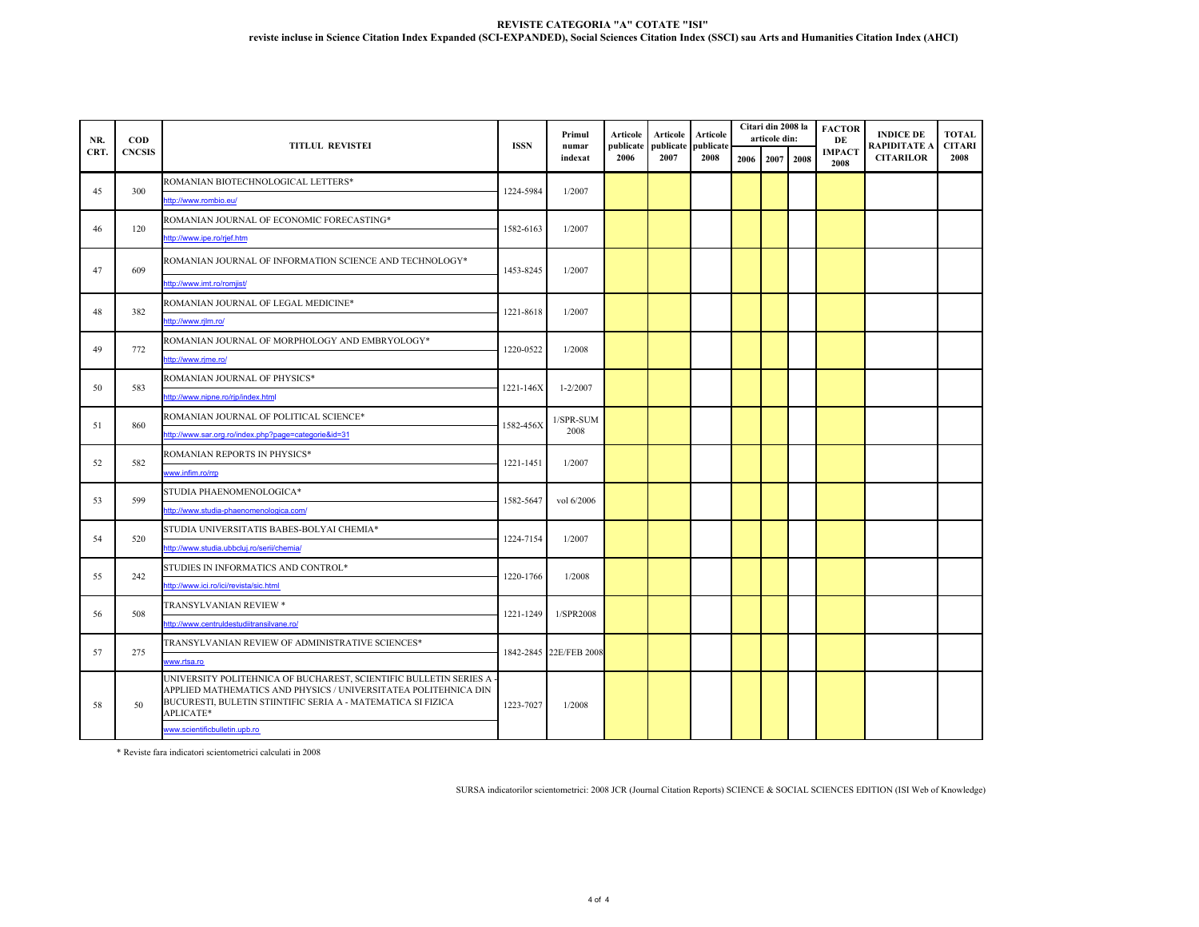# REVISTE CATEGORIA "A" COTATE "ISI"

**reviste incluse in Science Citation Index Expanded (SCI-EXPANDED), Social Sciences Citation Index (SSCI) sau Arts and Humanities Citation Index (AHCI)**

| NR. CRT. | COD CNCSIS | TITLUL REVISTEI | ISSN | Primul numar indexat | Articole publicate 2006 | Articole publicate 2007 | Articole publicate 2008 | Citari din 2008 la articole din: 2006 | 2007 | 2008 | FACTOR DE IMPACT 2008 | INDICE DE RAPIDITATE A CITARILOR | TOTAL CITARI 2008 |
|---|---|---|---|---|---|---|---|---|---|---|---|---|---|
| 45 | 300 | ROMANIAN BIOTECHNOLOGICAL LETTERS* http://www.rombio.eu/ | 1224-5984 | 1/2007 | | | | | | | | | |
| 46 | 120 | ROMANIAN JOURNAL OF ECONOMIC FORECASTING* http://www.ipe.ro/rjef.htm | 1582-6163 | 1/2007 | | | | | | | | | |
| 47 | 609 | ROMANIAN JOURNAL OF INFORMATION SCIENCE AND TECHNOLOGY* http://www.imt.ro/romjist/ | 1453-8245 | 1/2007 | | | | | | | | | |
| 48 | 382 | ROMANIAN JOURNAL OF LEGAL MEDICINE* http://www.rjlm.ro/ | 1221-8618 | 1/2007 | | | | | | | | | |
| 49 | 772 | ROMANIAN JOURNAL OF MORPHOLOGY AND EMBRYOLOGY* http://www.rjme.ro/ | 1220-0522 | 1/2008 | | | | | | | | | |
| 50 | 583 | ROMANIAN JOURNAL OF PHYSICS* http://www.nipne.ro/rjp/index.html | 1221-146X | 1-2/2007 | | | | | | | | | |
| 51 | 860 | ROMANIAN JOURNAL OF POLITICAL SCIENCE* http://www.sar.org.ro/index.php?page=categorie&id=31 | 1582-456X | 1/SPR-SUM 2008 | | | | | | | | | |
| 52 | 582 | ROMANIAN REPORTS IN PHYSICS* www.infim.ro/rrp | 1221-1451 | 1/2007 | | | | | | | | | |
| 53 | 599 | STUDIA PHAENOMENOLOGICA* http://www.studia-phaenomenologica.com/ | 1582-5647 | vol 6/2006 | | | | | | | | | |
| 54 | 520 | STUDIA UNIVERSITATIS BABES-BOLYAI CHEMIA* http://www.studia.ubbcluj.ro/serii/chemia/ | 1224-7154 | 1/2007 | | | | | | | | | |
| 55 | 242 | STUDIES IN INFORMATICS AND CONTROL* http://www.ici.ro/ici/revista/sic.html | 1220-1766 | 1/2008 | | | | | | | | | |
| 56 | 508 | TRANSYLVANIAN REVIEW * http://www.centruldestudiitransilvane.ro/ | 1221-1249 | 1/SPR2008 | | | | | | | | | |
| 57 | 275 | TRANSYLVANIAN REVIEW OF ADMINISTRATIVE SCIENCES* www.rtsa.ro | 1842-2845 | 22E/FEB 2008 | | | | | | | | | |
| 58 | 50 | UNIVERSITY POLITEHNICA OF BUCHAREST, SCIENTIFIC BULLETIN SERIES A - APPLIED MATHEMATICS AND PHYSICS / UNIVERSITATEA POLITEHNICA DIN BUCURESTI, BULETIN STIINTIFIC SERIA A - MATEMATICA SI FIZICA APLICATE* www.scientificbulletin.upb.ro | 1223-7027 | 1/2008 | | | | | | | | | |

\* Reviste fara indicatori scientometrici calculati in 2008

SURSA indicatorilor scientometrici: 2008 JCR (Journal Citation Reports) SCIENCE & SOCIAL SCIENCES EDITION (ISI Web of Knowledge)